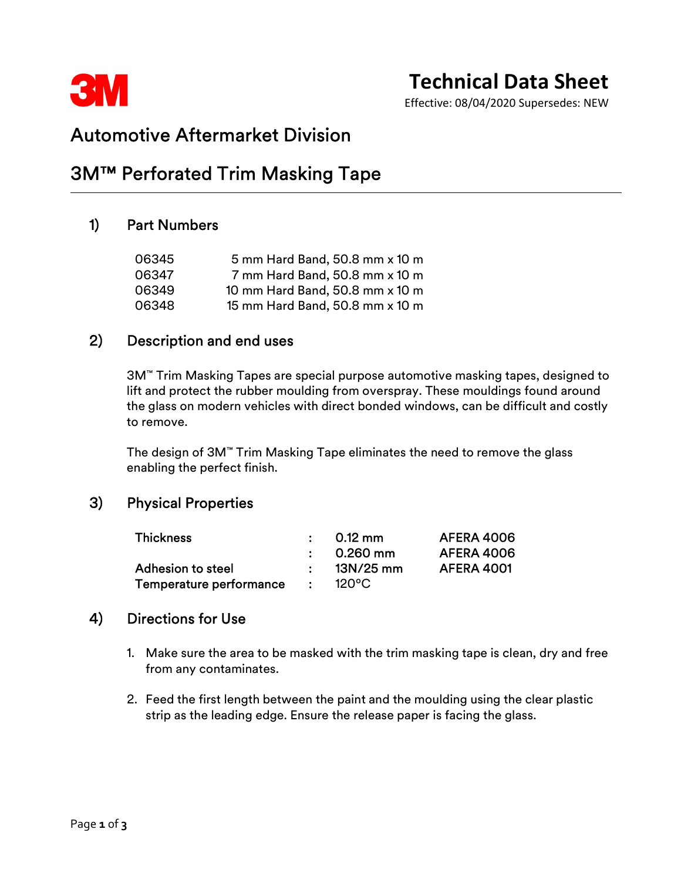3M

# Technical Data Sheet

Effective: 08/04/2020 Supersedes: NEW

## Automotive Aftermarket Division

## 3M™ Perforated Trim Masking Tape

### 1) Part Numbers

| | |
|---|---|
| 06345 | 5 mm Hard Band, 50.8 mm x 10 m |
| 06347 | 7 mm Hard Band, 50.8 mm x 10 m |
| 06349 | 10 mm Hard Band, 50.8 mm x 10 m |
| 06348 | 15 mm Hard Band, 50.8 mm x 10 m |

### 2) Description and end uses

3M™ Trim Masking Tapes are special purpose automotive masking tapes, designed to lift and protect the rubber moulding from overspray. These mouldings found around the glass on modern vehicles with direct bonded windows, can be difficult and costly to remove.

The design of 3M™ Trim Masking Tape eliminates the need to remove the glass enabling the perfect finish.

### 3) Physical Properties

| | | | |
|---|---|---|---|
| Thickness | : | 0.12 mm | AFERA 4006 |
| | : | 0.260 mm | AFERA 4006 |
| Adhesion to steel | : | 13N/25 mm | AFERA 4001 |
| Temperature performance | : | 120°C | |

### 4) Directions for Use

1. Make sure the area to be masked with the trim masking tape is clean, dry and free from any contaminates.

2. Feed the first length between the paint and the moulding using the clear plastic strip as the leading edge. Ensure the release paper is facing the glass.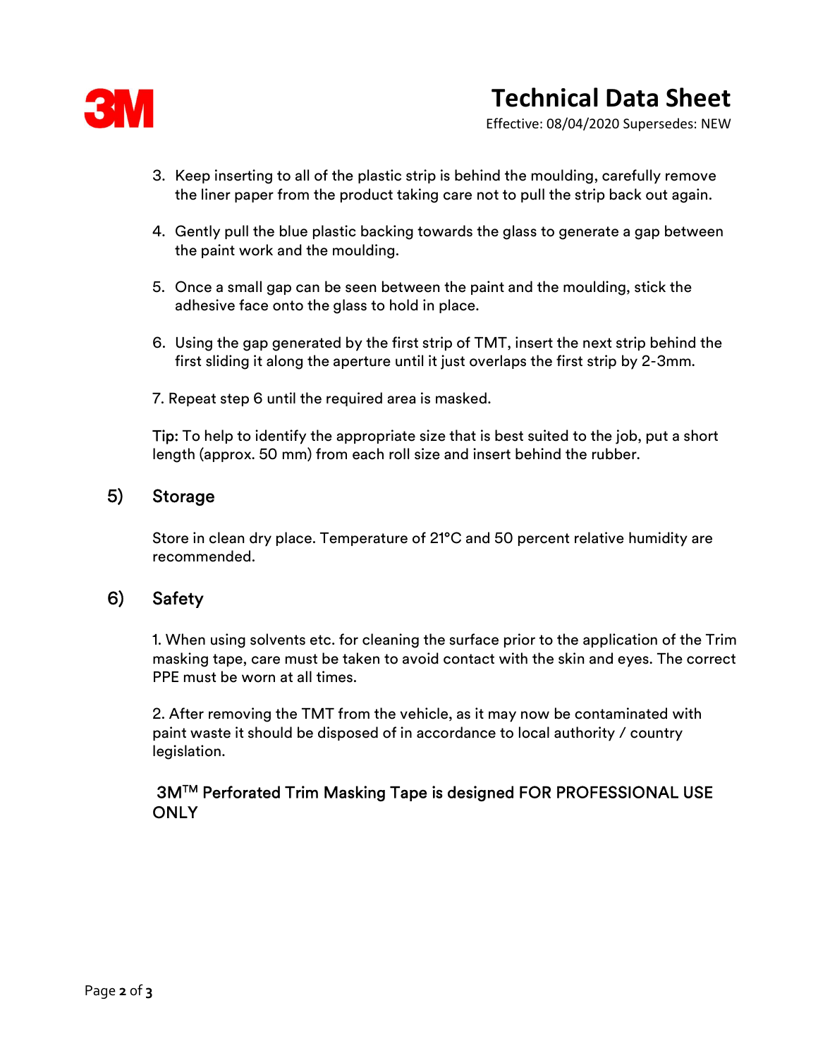3. Keep inserting to all of the plastic strip is behind the moulding, carefully remove the liner paper from the product taking care not to pull the strip back out again.

4. Gently pull the blue plastic backing towards the glass to generate a gap between the paint work and the moulding.

5. Once a small gap can be seen between the paint and the moulding, stick the adhesive face onto the glass to hold in place.

6. Using the gap generated by the first strip of TMT, insert the next strip behind the first sliding it along the aperture until it just overlaps the first strip by 2-3mm.

7. Repeat step 6 until the required area is masked.

Tip: To help to identify the appropriate size that is best suited to the job, put a short length (approx. 50 mm) from each roll size and insert behind the rubber.

## 5) Storage

Store in clean dry place. Temperature of 21°C and 50 percent relative humidity are recommended.

## 6) Safety

1. When using solvents etc. for cleaning the surface prior to the application of the Trim masking tape, care must be taken to avoid contact with the skin and eyes. The correct PPE must be worn at all times.

2. After removing the TMT from the vehicle, as it may now be contaminated with paint waste it should be disposed of in accordance to local authority / country legislation.

3M™ Perforated Trim Masking Tape is designed FOR PROFESSIONAL USE ONLY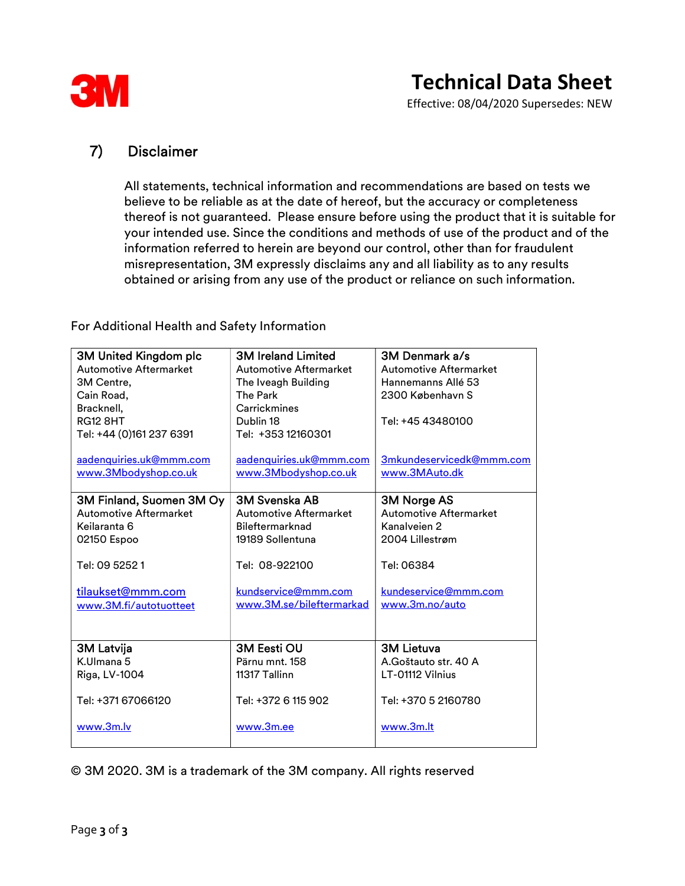# Technical Data Sheet

Effective: 08/04/2020 Supersedes: NEW

## 7) Disclaimer

All statements, technical information and recommendations are based on tests we believe to be reliable as at the date of hereof, but the accuracy or completeness thereof is not guaranteed. Please ensure before using the product that it is suitable for your intended use. Since the conditions and methods of use of the product and of the information referred to herein are beyond our control, other than for fraudulent misrepresentation, 3M expressly disclaims any and all liability as to any results obtained or arising from any use of the product or reliance on such information.

For Additional Health and Safety Information

| | | |
|---|---|---|
| **3M United Kingdom plc**<br>Automotive Aftermarket<br>3M Centre,<br>Cain Road,<br>Bracknell,<br>RG12 8HT<br>Tel: +44 (0)161 237 6391<br><br>aadenquiries.uk@mmm.com<br>www.3Mbodyshop.co.uk | **3M Ireland Limited**<br>Automotive Aftermarket<br>The Iveagh Building<br>The Park<br>Carrickmines<br>Dublin 18<br>Tel: +353 12160301<br><br>aadenquiries.uk@mmm.com<br>www.3Mbodyshop.co.uk | **3M Denmark a/s**<br>Automotive Aftermarket<br>Hannemanns Allé 53<br>2300 København S<br><br>Tel: +45 43480100<br><br>3mkundeservicedk@mmm.com<br>www.3MAuto.dk |
| **3M Finland, Suomen 3M Oy**<br>Automotive Aftermarket<br>Keilaranta 6<br>02150 Espoo<br><br>Tel: 09 5252 1<br><br>tilaukset@mmm.com<br>www.3M.fi/autotuotteet | **3M Svenska AB**<br>Automotive Aftermarket<br>Bileftermarknad<br>19189 Sollentuna<br><br>Tel: 08-922100<br><br>kundservice@mmm.com<br>www.3M.se/bileftermarkad | **3M Norge AS**<br>Automotive Aftermarket<br>Kanalveien 2<br>2004 Lillestrøm<br><br>Tel: 06384<br><br>kundeservice@mmm.com<br>www.3m.no/auto |
| **3M Latvija**<br>K.Ulmana 5<br>Riga, LV-1004<br><br>Tel: +371 67066120<br><br>www.3m.lv | **3M Eesti OU**<br>Pärnu mnt. 158<br>11317 Tallinn<br><br>Tel: +372 6 115 902<br><br>www.3m.ee | **3M Lietuva**<br>A.Goštauto str. 40 A<br>LT-01112 Vilnius<br><br>Tel: +370 5 2160780<br><br>www.3m.lt |

© 3M 2020. 3M is a trademark of the 3M company. All rights reserved